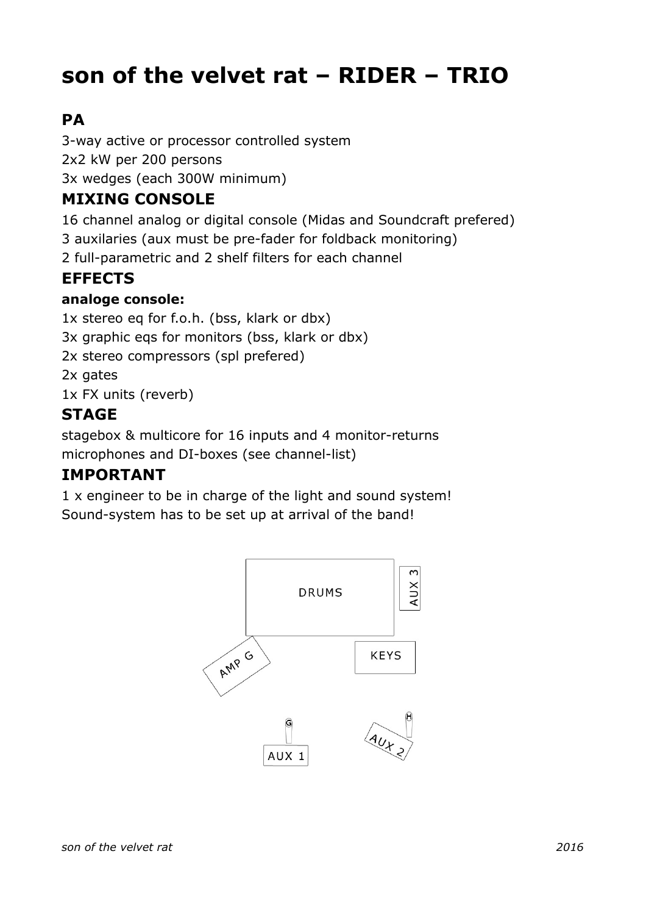# son of the velvet rat – RIDER – TRIO

## PA

3-way active or processor controlled system
2x2 kW per 200 persons
3x wedges (each 300W minimum)

## MIXING CONSOLE

16 channel analog or digital console (Midas and Soundcraft prefered)
3 auxilaries (aux must be pre-fader for foldback monitoring)
2 full-parametric and 2 shelf filters for each channel

## EFFECTS

**analoge console:**

1x stereo eq for f.o.h. (bss, klark or dbx)
3x graphic eqs for monitors (bss, klark or dbx)
2x stereo compressors (spl prefered)
2x gates
1x FX units (reverb)

## STAGE

stagebox & multicore for 16 inputs and 4 monitor-returns
microphones and DI-boxes (see channel-list)

## IMPORTANT

1 x engineer to be in charge of the light and sound system!
Sound-system has to be set up at arrival of the band!

DRUMS
AUX 3
AMP G
KEYS
G
H
AUX 1
AUX 2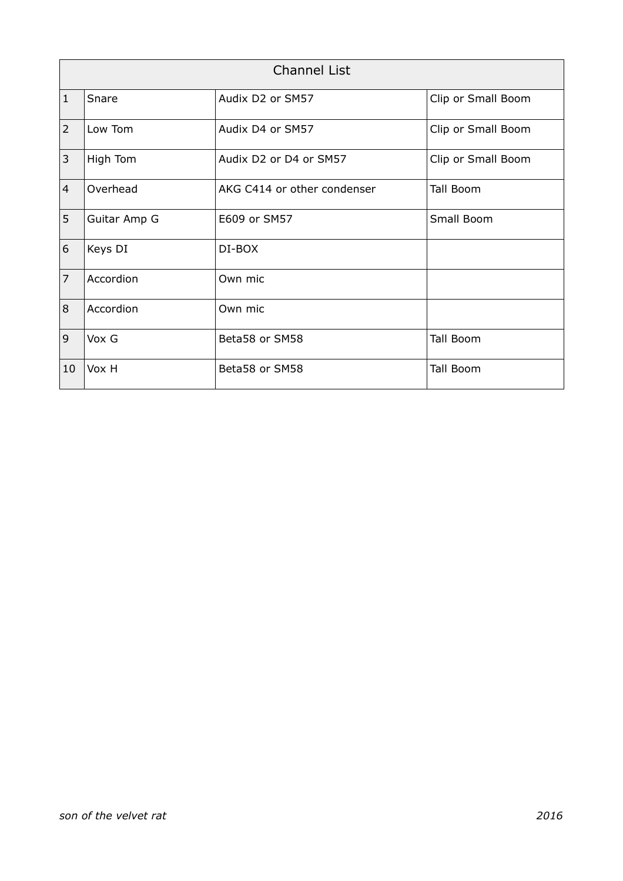| Channel List | | | |
|---|---|---|---|
| 1 | Snare | Audix D2 or SM57 | Clip or Small Boom |
| 2 | Low Tom | Audix D4 or SM57 | Clip or Small Boom |
| 3 | High Tom | Audix D2 or D4 or SM57 | Clip or Small Boom |
| 4 | Overhead | AKG C414 or other condenser | Tall Boom |
| 5 | Guitar Amp G | E609 or SM57 | Small Boom |
| 6 | Keys DI | DI-BOX | |
| 7 | Accordion | Own mic | |
| 8 | Accordion | Own mic | |
| 9 | Vox G | Beta58 or SM58 | Tall Boom |
| 10 | Vox H | Beta58 or SM58 | Tall Boom |